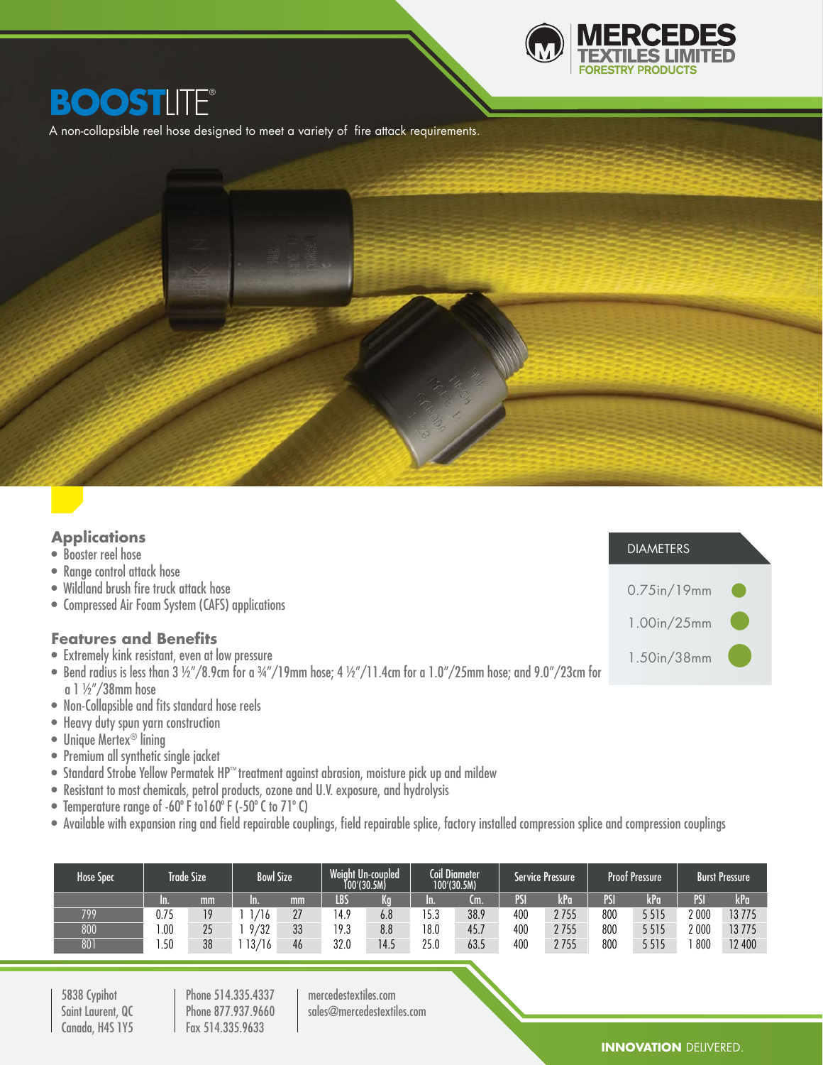MERCEDES TEXTILES LIMITED
FORESTRY PRODUCTS

# BOOSTLITE®

A non-collapsible reel hose designed to meet a variety of fire attack requirements.

## Applications

- Booster reel hose
- Range control attack hose
- Wildland brush fire truck attack hose
- Compressed Air Foam System (CAFS) applications

## Features and Benefits

- Extremely kink resistant, even at low pressure
- Bend radius is less than 3 ½"/8.9cm for a ¾"/19mm hose; 4 ½"/11.4cm for a 1.0"/25mm hose; and 9.0"/23cm for a 1 ½"/38mm hose
- Non-Collapsible and fits standard hose reels
- Heavy duty spun yarn construction
- Unique Mertex® lining
- Premium all synthetic single jacket
- Standard Strobe Yellow Permatek HP™ treatment against abrasion, moisture pick up and mildew
- Resistant to most chemicals, petrol products, ozone and U.V. exposure, and hydrolysis
- Temperature range of -60° F to160° F (-50° C to 71° C)
- Available with expansion ring and field repairable couplings, field repairable splice, factory installed compression splice and compression couplings

## DIAMETERS

- 0.75in/19mm
- 1.00in/25mm
- 1.50in/38mm

| Hose Spec | Trade Size | | Bowl Size | | Weight Un-coupled 100'(30.5M) | | Coil Diameter 100'(30.5M) | | Service Pressure | | Proof Pressure | | Burst Pressure | |
|---|---|---|---|---|---|---|---|---|---|---|---|---|---|---|
| | In. | mm | In. | mm | LBS | Kg | In. | Cm. | PSI | kPa | PSI | kPa | PSI | kPa |
| 799 | 0.75 | 19 | 1 1/16 | 27 | 14.9 | 6.8 | 15.3 | 38.9 | 400 | 2 755 | 800 | 5 515 | 2 000 | 13 775 |
| 800 | 1.00 | 25 | 1 9/32 | 33 | 19.3 | 8.8 | 18.0 | 45.7 | 400 | 2 755 | 800 | 5 515 | 2 000 | 13 775 |
| 801 | 1.50 | 38 | 1 13/16 | 46 | 32.0 | 14.5 | 25.0 | 63.5 | 400 | 2 755 | 800 | 5 515 | 1 800 | 12 400 |

5838 Cypihot
Saint Laurent, QC
Canada, H4S 1Y5

Phone 514.335.4337
Phone 877.937.9660
Fax 514.335.9633

mercedestextiles.com
sales@mercedestextiles.com

**INNOVATION** DELIVERED.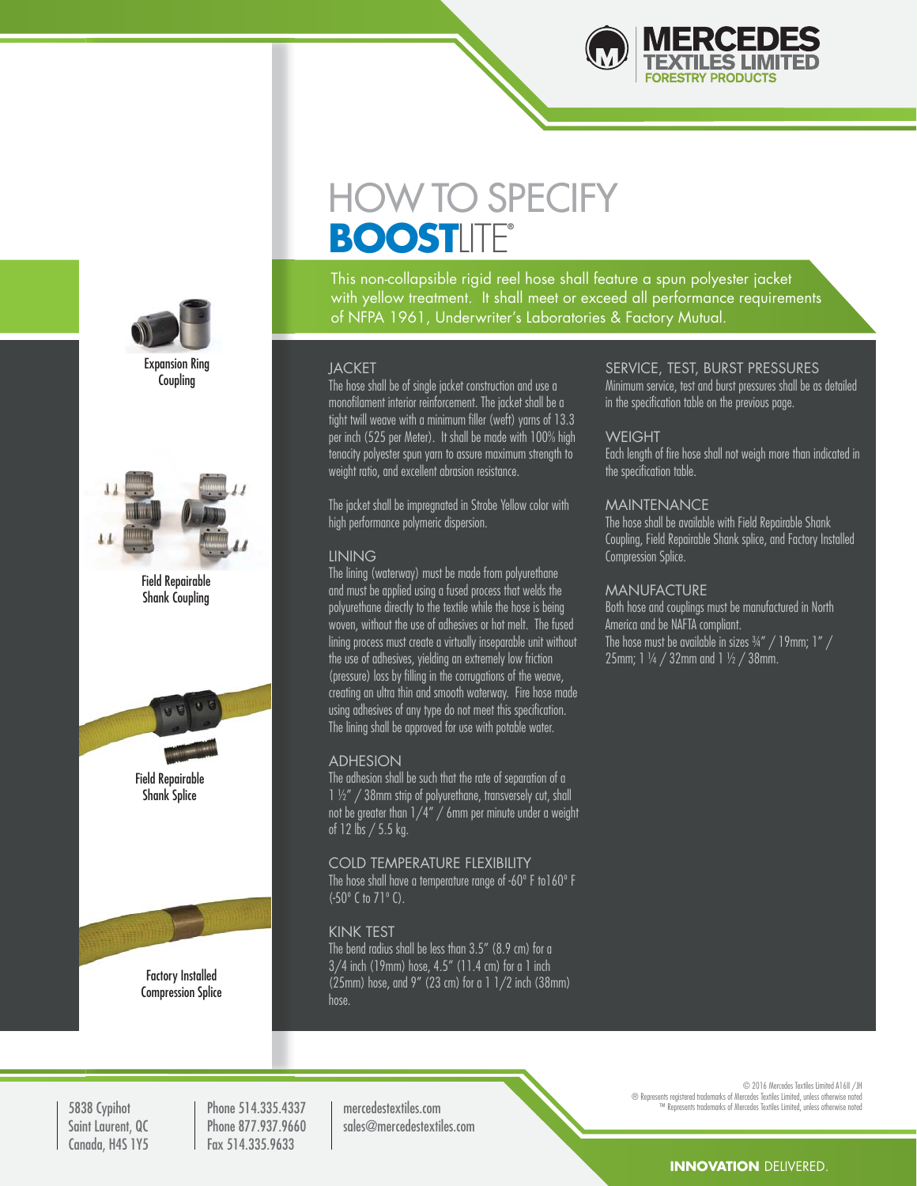# HOW TO SPECIFY BOOSTLITE®

This non-collapsible rigid reel hose shall feature a spun polyester jacket with yellow treatment. It shall meet or exceed all performance requirements of NFPA 1961, Underwriter's Laboratories & Factory Mutual.

Expansion Ring Coupling

Field Repairable Shank Coupling

Field Repairable Shank Splice

Factory Installed Compression Splice

## JACKET

The hose shall be of single jacket construction and use a monofilament interior reinforcement. The jacket shall be a tight twill weave with a minimum filler (weft) yarns of 13.3 per inch (525 per Meter). It shall be made with 100% high tenacity polyester spun yarn to assure maximum strength to weight ratio, and excellent abrasion resistance.

The jacket shall be impregnated in Strobe Yellow color with high performance polymeric dispersion.

## LINING

The lining (waterway) must be made from polyurethane and must be applied using a fused process that welds the polyurethane directly to the textile while the hose is being woven, without the use of adhesives or hot melt. The fused lining process must create a virtually inseparable unit without the use of adhesives, yielding an extremely low friction (pressure) loss by filling in the corrugations of the weave, creating an ultra thin and smooth waterway. Fire hose made using adhesives of any type do not meet this specification. The lining shall be approved for use with potable water.

## ADHESION

The adhesion shall be such that the rate of separation of a 1 ½" / 38mm strip of polyurethane, transversely cut, shall not be greater than 1/4" / 6mm per minute under a weight of 12 lbs / 5.5 kg.

## COLD TEMPERATURE FLEXIBILITY

The hose shall have a temperature range of -60° F to160° F (-50° C to 71° C).

## KINK TEST

The bend radius shall be less than 3.5" (8.9 cm) for a 3/4 inch (19mm) hose, 4.5" (11.4 cm) for a 1 inch (25mm) hose, and 9" (23 cm) for a 1 1/2 inch (38mm) hose.

## SERVICE, TEST, BURST PRESSURES

Minimum service, test and burst pressures shall be as detailed in the specification table on the previous page.

## WEIGHT

Each length of fire hose shall not weigh more than indicated in the specification table.

## MAINTENANCE

The hose shall be available with Field Repairable Shank Coupling, Field Repairable Shank splice, and Factory Installed Compression Splice.

## MANUFACTURE

Both hose and couplings must be manufactured in North America and be NAFTA compliant.
The hose must be available in sizes ¾" / 19mm; 1" / 25mm; 1 ¼ / 32mm and 1 ½ / 38mm.

5838 Cypihot
Saint Laurent, QC
Canada, H4S 1Y5

Phone 514.335.4337
Phone 877.937.9660
Fax 514.335.9633

mercedestextiles.com
sales@mercedestextiles.com

© 2016 Mercedes Textiles Limited A16II /JH
® Represents registered trademarks of Mercedes Textiles Limited, unless otherwise noted
™ Represents trademarks of Mercedes Textiles Limited, unless otherwise noted

**INNOVATION** DELIVERED.